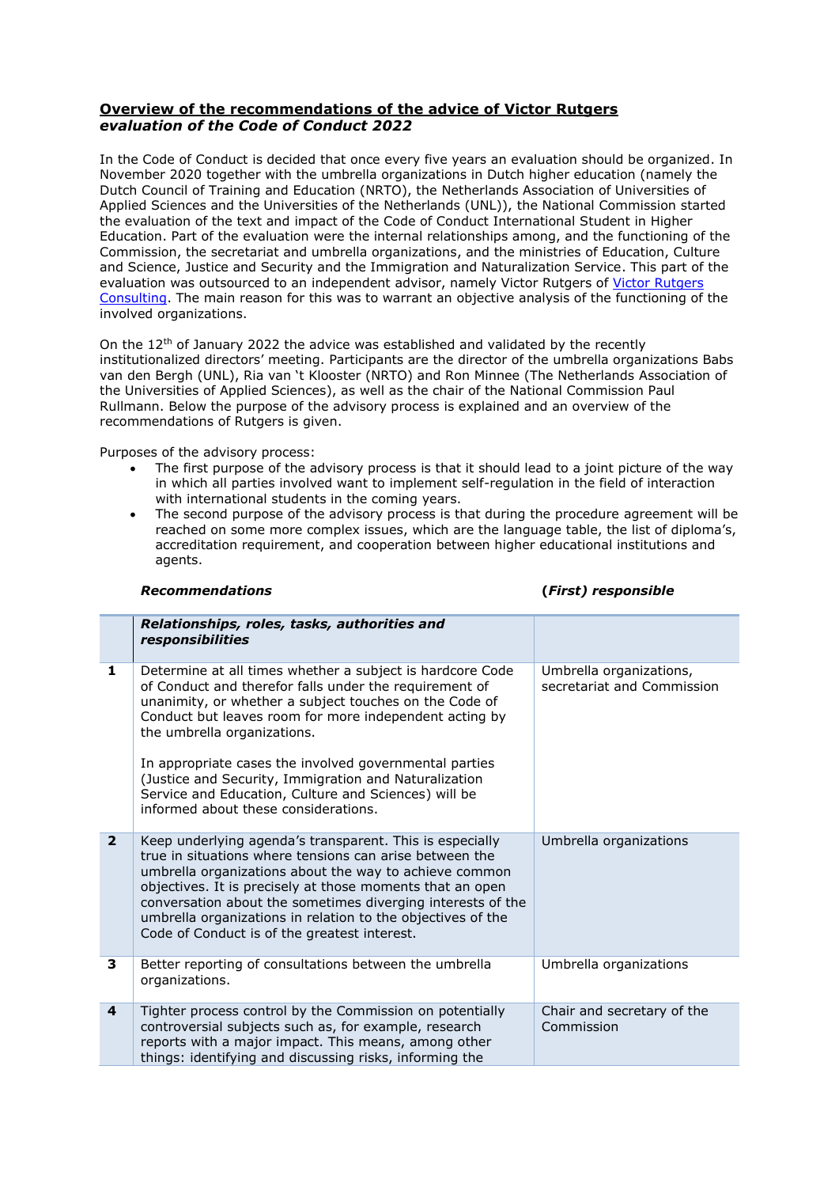**<u>Overview of the recommendations of the advice of Victor Rutgers</u>**
***evaluation of the Code of Conduct 2022***

In the Code of Conduct is decided that once every five years an evaluation should be organized. In November 2020 together with the umbrella organizations in Dutch higher education (namely the Dutch Council of Training and Education (NRTO), the Netherlands Association of Universities of Applied Sciences and the Universities of the Netherlands (UNL)), the National Commission started the evaluation of the text and impact of the Code of Conduct International Student in Higher Education. Part of the evaluation were the internal relationships among, and the functioning of the Commission, the secretariat and umbrella organizations, and the ministries of Education, Culture and Science, Justice and Security and the Immigration and Naturalization Service. This part of the evaluation was outsourced to an independent advisor, namely Victor Rutgers of Victor Rutgers Consulting. The main reason for this was to warrant an objective analysis of the functioning of the involved organizations.

On the 12th of January 2022 the advice was established and validated by the recently institutionalized directors' meeting. Participants are the director of the umbrella organizations Babs van den Bergh (UNL), Ria van 't Klooster (NRTO) and Ron Minnee (The Netherlands Association of the Universities of Applied Sciences), as well as the chair of the National Commission Paul Rullmann. Below the purpose of the advisory process is explained and an overview of the recommendations of Rutgers is given.

Purposes of the advisory process:

- The first purpose of the advisory process is that it should lead to a joint picture of the way in which all parties involved want to implement self-regulation in the field of interaction with international students in the coming years.
- The second purpose of the advisory process is that during the procedure agreement will be reached on some more complex issues, which are the language table, the list of diploma's, accreditation requirement, and cooperation between higher educational institutions and agents.

| | ***Recommendations*** | ***(First) responsible*** |
|---|---|---|
| | ***Relationships, roles, tasks, authorities and responsibilities*** | |
| **1** | Determine at all times whether a subject is hardcore Code of Conduct and therefor falls under the requirement of unanimity, or whether a subject touches on the Code of Conduct but leaves room for more independent acting by the umbrella organizations.<br><br>In appropriate cases the involved governmental parties (Justice and Security, Immigration and Naturalization Service and Education, Culture and Sciences) will be informed about these considerations. | Umbrella organizations, secretariat and Commission |
| **2** | Keep underlying agenda's transparent. This is especially true in situations where tensions can arise between the umbrella organizations about the way to achieve common objectives. It is precisely at those moments that an open conversation about the sometimes diverging interests of the umbrella organizations in relation to the objectives of the Code of Conduct is of the greatest interest. | Umbrella organizations |
| **3** | Better reporting of consultations between the umbrella organizations. | Umbrella organizations |
| **4** | Tighter process control by the Commission on potentially controversial subjects such as, for example, research reports with a major impact. This means, among other things: identifying and discussing risks, informing the | Chair and secretary of the Commission |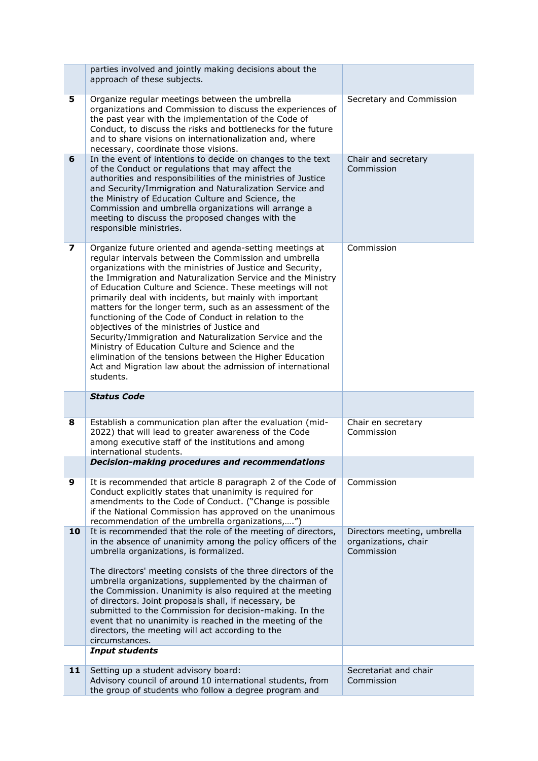| | | |
|---|---|---|
| | parties involved and jointly making decisions about the approach of these subjects. | |
| **5** | Organize regular meetings between the umbrella organizations and Commission to discuss the experiences of the past year with the implementation of the Code of Conduct, to discuss the risks and bottlenecks for the future and to share visions on internationalization and, where necessary, coordinate those visions. | Secretary and Commission |
| **6** | In the event of intentions to decide on changes to the text of the Conduct or regulations that may affect the authorities and responsibilities of the ministries of Justice and Security/Immigration and Naturalization Service and the Ministry of Education Culture and Science, the Commission and umbrella organizations will arrange a meeting to discuss the proposed changes with the responsible ministries. | Chair and secretary Commission |
| **7** | Organize future oriented and agenda-setting meetings at regular intervals between the Commission and umbrella organizations with the ministries of Justice and Security, the Immigration and Naturalization Service and the Ministry of Education Culture and Science. These meetings will not primarily deal with incidents, but mainly with important matters for the longer term, such as an assessment of the functioning of the Code of Conduct in relation to the objectives of the ministries of Justice and Security/Immigration and Naturalization Service and the Ministry of Education Culture and Science and the elimination of the tensions between the Higher Education Act and Migration law about the admission of international students. | Commission |
| | ***Status Code*** | |
| **8** | Establish a communication plan after the evaluation (mid-2022) that will lead to greater awareness of the Code among executive staff of the institutions and among international students. | Chair en secretary Commission |
| | ***Decision-making procedures and recommendations*** | |
| **9** | It is recommended that article 8 paragraph 2 of the Code of Conduct explicitly states that unanimity is required for amendments to the Code of Conduct. ("Change is possible if the National Commission has approved on the unanimous recommendation of the umbrella organizations,….") | Commission |
| **10** | It is recommended that the role of the meeting of directors, in the absence of unanimity among the policy officers of the umbrella organizations, is formalized.<br><br>The directors' meeting consists of the three directors of the umbrella organizations, supplemented by the chairman of the Commission. Unanimity is also required at the meeting of directors. Joint proposals shall, if necessary, be submitted to the Commission for decision-making. In the event that no unanimity is reached in the meeting of the directors, the meeting will act according to the circumstances. | Directors meeting, umbrella organizations, chair Commission |
| | ***Input students*** | |
| **11** | Setting up a student advisory board:<br>Advisory council of around 10 international students, from the group of students who follow a degree program and | Secretariat and chair Commission |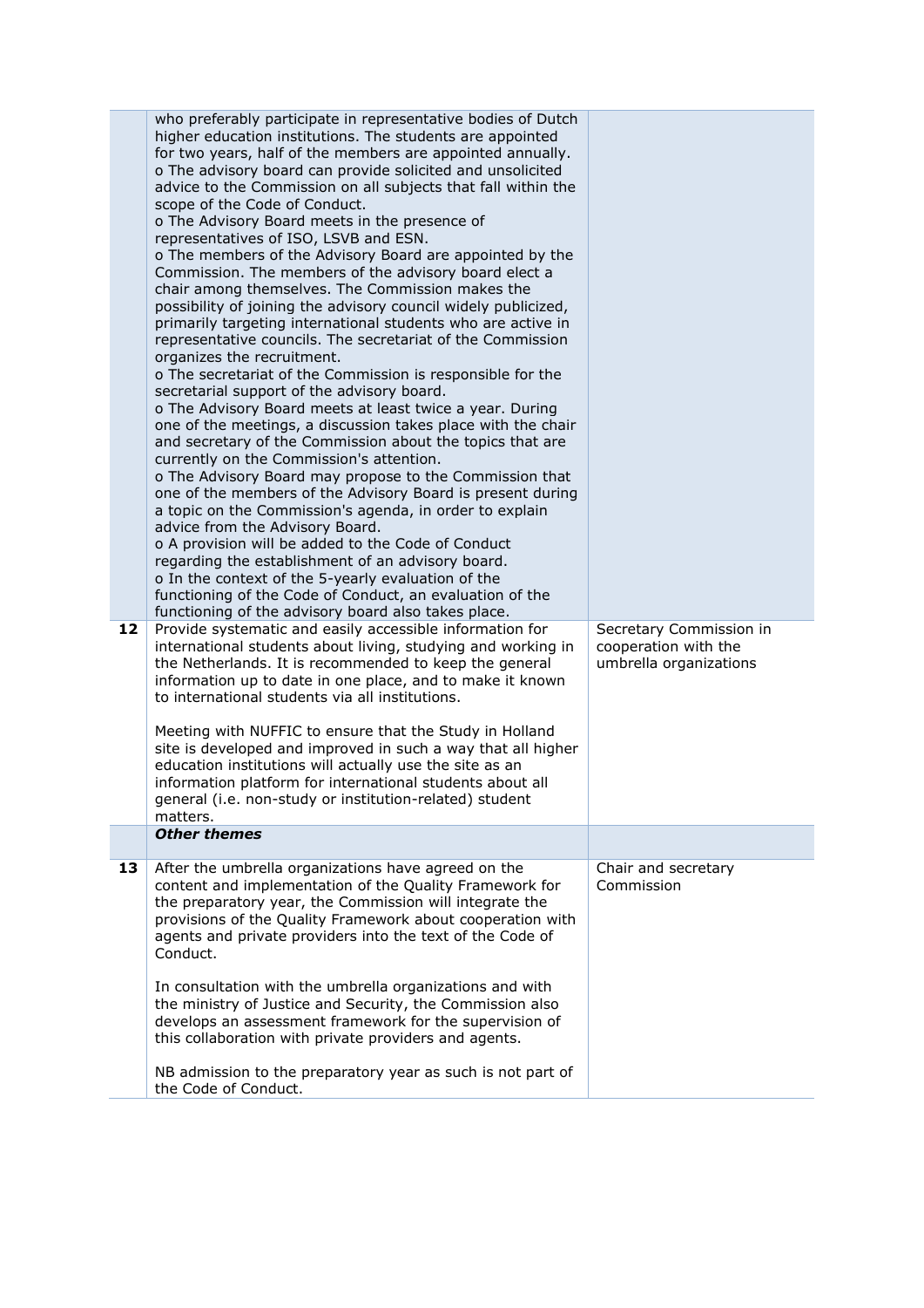| | | |
|---|---|---|
| | who preferably participate in representative bodies of Dutch higher education institutions. The students are appointed for two years, half of the members are appointed annually.<br>o The advisory board can provide solicited and unsolicited advice to the Commission on all subjects that fall within the scope of the Code of Conduct.<br>o The Advisory Board meets in the presence of representatives of ISO, LSVB and ESN.<br>o The members of the Advisory Board are appointed by the Commission. The members of the advisory board elect a chair among themselves. The Commission makes the possibility of joining the advisory council widely publicized, primarily targeting international students who are active in representative councils. The secretariat of the Commission organizes the recruitment.<br>o The secretariat of the Commission is responsible for the secretarial support of the advisory board.<br>o The Advisory Board meets at least twice a year. During one of the meetings, a discussion takes place with the chair and secretary of the Commission about the topics that are currently on the Commission's attention.<br>o The Advisory Board may propose to the Commission that one of the members of the Advisory Board is present during a topic on the Commission's agenda, in order to explain advice from the Advisory Board.<br>o A provision will be added to the Code of Conduct regarding the establishment of an advisory board.<br>o In the context of the 5-yearly evaluation of the functioning of the Code of Conduct, an evaluation of the functioning of the advisory board also takes place. | |
| **12** | Provide systematic and easily accessible information for international students about living, studying and working in the Netherlands. It is recommended to keep the general information up to date in one place, and to make it known to international students via all institutions.<br><br>Meeting with NUFFIC to ensure that the Study in Holland site is developed and improved in such a way that all higher education institutions will actually use the site as an information platform for international students about all general (i.e. non-study or institution-related) student matters. | Secretary Commission in cooperation with the umbrella organizations |
| | ***Other themes*** | |
| **13** | After the umbrella organizations have agreed on the content and implementation of the Quality Framework for the preparatory year, the Commission will integrate the provisions of the Quality Framework about cooperation with agents and private providers into the text of the Code of Conduct.<br><br>In consultation with the umbrella organizations and with the ministry of Justice and Security, the Commission also develops an assessment framework for the supervision of this collaboration with private providers and agents.<br><br>NB admission to the preparatory year as such is not part of the Code of Conduct. | Chair and secretary Commission |